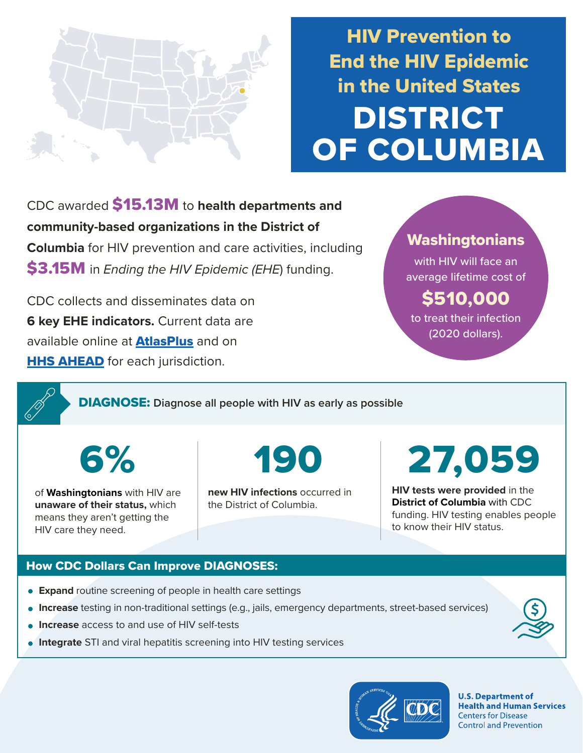# HIV Prevention to End the HIV Epidemic in the United States

# DISTRICT OF COLUMBIA

CDC awarded **$15.13M** to **health departments and community-based organizations in the District of Columbia** for HIV prevention and care activities, including **$3.15M** in *Ending the HIV Epidemic (EHE)* funding.

CDC collects and disseminates data on **6 key EHE indicators.** Current data are available online at **AtlasPlus** and on **HHS AHEAD** for each jurisdiction.

**Washingtonians** with HIV will face an average lifetime cost of **$510,000** to treat their infection (2020 dollars).

## DIAGNOSE: Diagnose all people with HIV as early as possible

**6%**

of **Washingtonians** with HIV are **unaware of their status,** which means they aren't getting the HIV care they need.

**190**

**new HIV infections** occurred in the District of Columbia.

**27,059**

**HIV tests were provided** in the **District of Columbia** with CDC funding. HIV testing enables people to know their HIV status.

### How CDC Dollars Can Improve DIAGNOSES:

- **Expand** routine screening of people in health care settings
- **Increase** testing in non-traditional settings (e.g., jails, emergency departments, street-based services)
- **Increase** access to and use of HIV self-tests
- **Integrate** STI and viral hepatitis screening into HIV testing services

U.S. Department of Health and Human Services
Centers for Disease Control and Prevention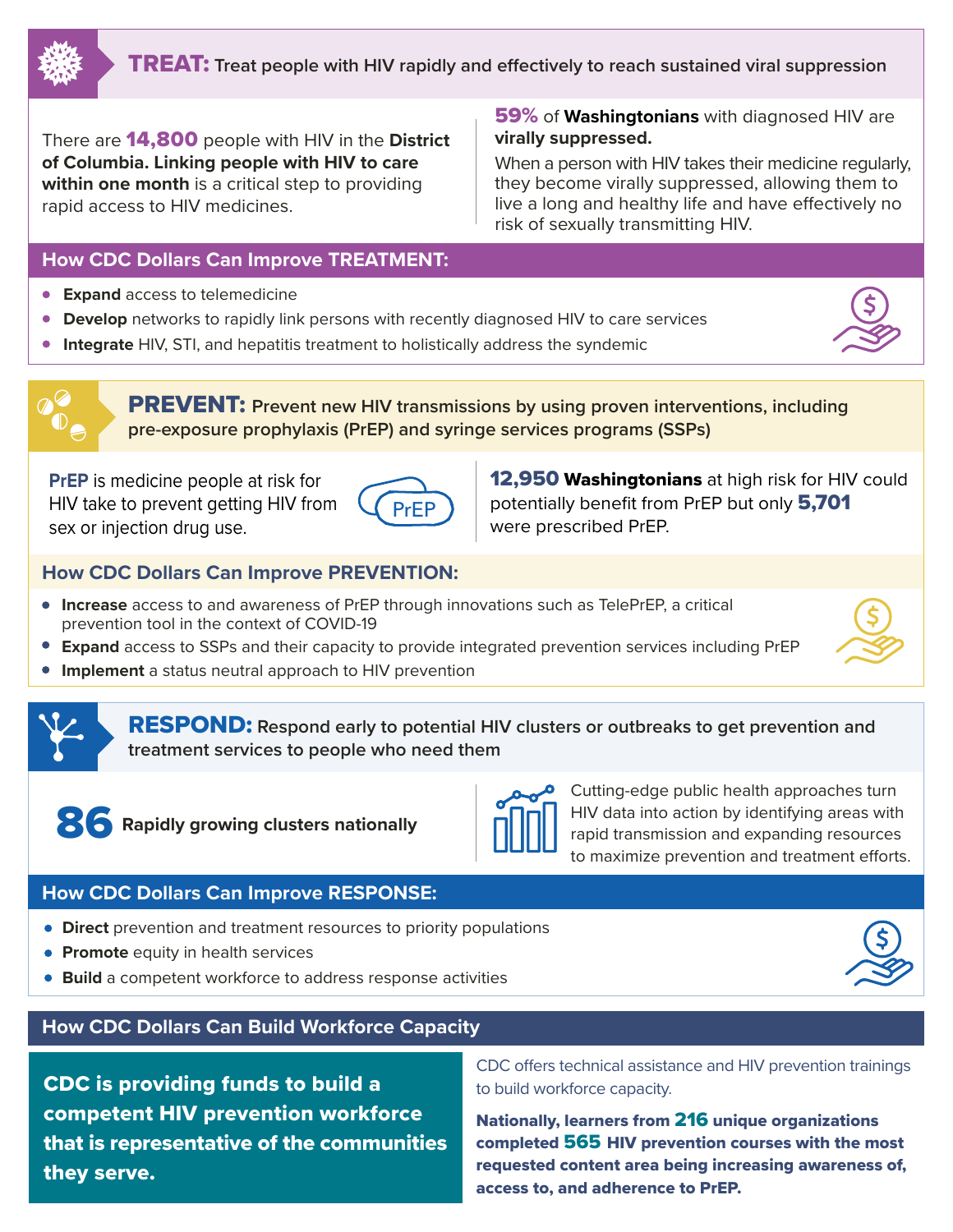## **TREAT:** Treat people with HIV rapidly and effectively to reach sustained viral suppression

There are **14,800** people with HIV in the **District of Columbia. Linking people with HIV to care within one month** is a critical step to providing rapid access to HIV medicines.

**59%** of **Washingtonians** with diagnosed HIV are **virally suppressed.**

When a person with HIV takes their medicine regularly, they become virally suppressed, allowing them to live a long and healthy life and have effectively no risk of sexually transmitting HIV.

### How CDC Dollars Can Improve TREATMENT:

- **Expand** access to telemedicine
- **Develop** networks to rapidly link persons with recently diagnosed HIV to care services
- **Integrate** HIV, STI, and hepatitis treatment to holistically address the syndemic

## **PREVENT:** Prevent new HIV transmissions by using proven interventions, including pre-exposure prophylaxis (PrEP) and syringe services programs (SSPs)

**PrEP** is medicine people at risk for HIV take to prevent getting HIV from sex or injection drug use.

PrEP

**12,950 Washingtonians** at high risk for HIV could potentially benefit from PrEP but only **5,701** were prescribed PrEP.

### How CDC Dollars Can Improve PREVENTION:

- **Increase** access to and awareness of PrEP through innovations such as TelePrEP, a critical prevention tool in the context of COVID-19
- **Expand** access to SSPs and their capacity to provide integrated prevention services including PrEP
- **Implement** a status neutral approach to HIV prevention

## **RESPOND:** Respond early to potential HIV clusters or outbreaks to get prevention and treatment services to people who need them

**86** **Rapidly growing clusters nationally**

Cutting-edge public health approaches turn HIV data into action by identifying areas with rapid transmission and expanding resources to maximize prevention and treatment efforts.

### How CDC Dollars Can Improve RESPONSE:

- **Direct** prevention and treatment resources to priority populations
- **Promote** equity in health services
- **Build** a competent workforce to address response activities

### How CDC Dollars Can Build Workforce Capacity

**CDC is providing funds to build a competent HIV prevention workforce that is representative of the communities they serve.**

CDC offers technical assistance and HIV prevention trainings to build workforce capacity.

**Nationally, learners from 216 unique organizations completed 565 HIV prevention courses with the most requested content area being increasing awareness of, access to, and adherence to PrEP.**